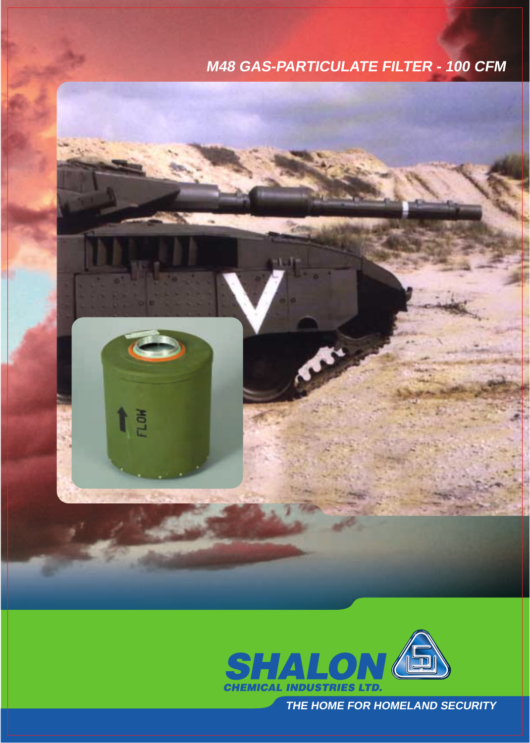# M48 GAS-PARTICULATE FILTER - 100 CFM

**SHALON**
**CHEMICAL INDUSTRIES LTD.**

*THE HOME FOR HOMELAND SECURITY*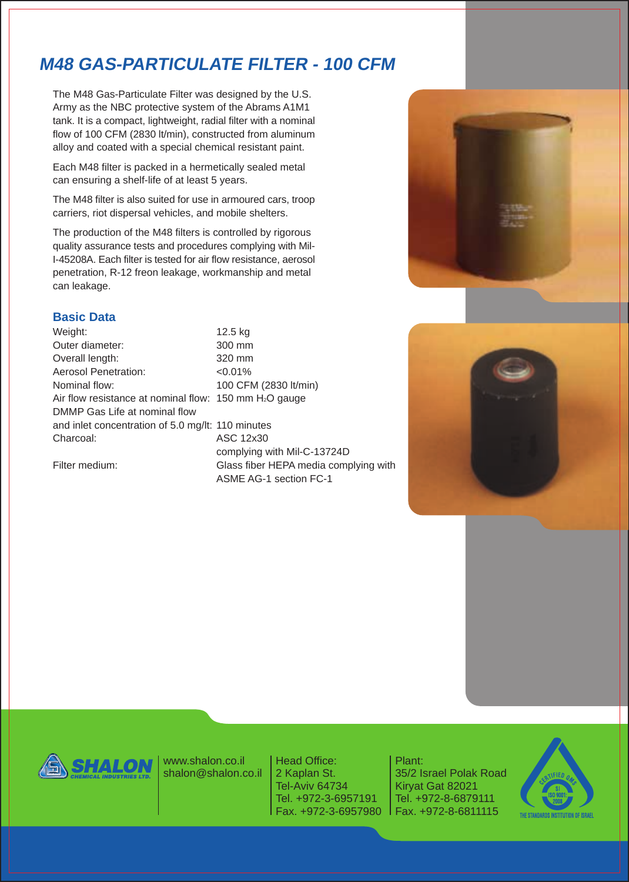# M48 GAS-PARTICULATE FILTER - 100 CFM

The M48 Gas-Particulate Filter was designed by the U.S. Army as the NBC protective system of the Abrams A1M1 tank. It is a compact, lightweight, radial filter with a nominal flow of 100 CFM (2830 lt/min), constructed from aluminum alloy and coated with a special chemical resistant paint.

Each M48 filter is packed in a hermetically sealed metal can ensuring a shelf-life of at least 5 years.

The M48 filter is also suited for use in armoured cars, troop carriers, riot dispersal vehicles, and mobile shelters.

The production of the M48 filters is controlled by rigorous quality assurance tests and procedures complying with Mil-I-45208A. Each filter is tested for air flow resistance, aerosol penetration, R-12 freon leakage, workmanship and metal can leakage.

## Basic Data

| | |
|---|---|
| Weight: | 12.5 kg |
| Outer diameter: | 300 mm |
| Overall length: | 320 mm |
| Aerosol Penetration: | <0.01% |
| Nominal flow: | 100 CFM (2830 lt/min) |
| Air flow resistance at nominal flow: | 150 mm $H_2O$ gauge |
| DMMP Gas Life at nominal flow and inlet concentration of 5.0 mg/lt: | 110 minutes |
| Charcoal: | ASC 12x30 complying with Mil-C-13724D |
| Filter medium: | Glass fiber HEPA media complying with ASME AG-1 section FC-1 |

SHALON CHEMICAL INDUSTRIES LTD.

www.shalon.co.il
shalon@shalon.co.il

Head Office:
2 Kaplan St.
Tel-Aviv 64734
Tel. +972-3-6957191
Fax. +972-3-6957980

Plant:
35/2 Israel Polak Road
Kiryat Gat 82021
Tel. +972-8-6879111
Fax. +972-8-6811115

CERTIFIED QMS
SI ISO 9001:2008
THE STANDARDS INSTITUTION OF ISRAEL